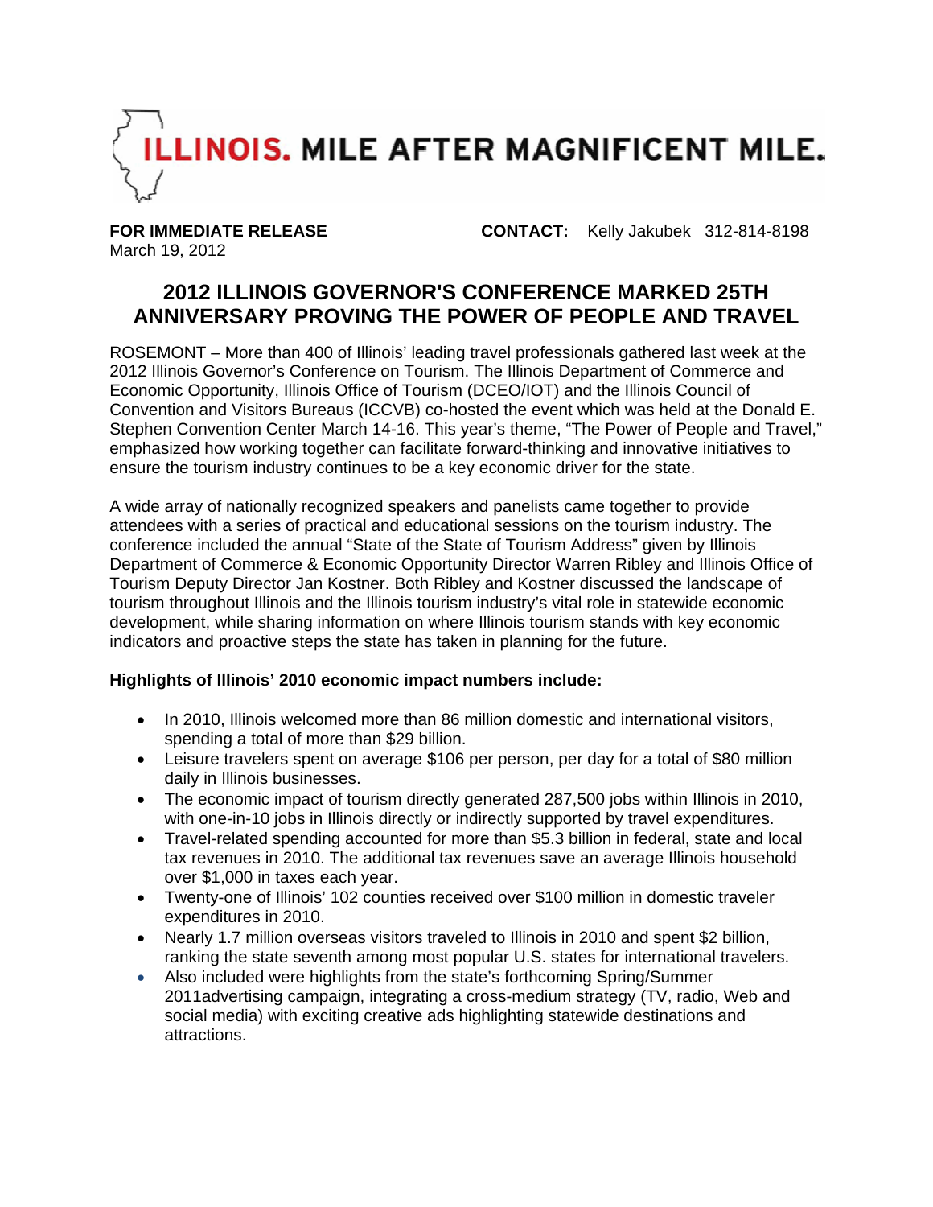ILLINOIS. MILE AFTER MAGNIFICENT MILE.

**FOR IMMEDIATE RELEASE** **CONTACT:** Kelly Jakubek 312-814-8198
March 19, 2012

# 2012 ILLINOIS GOVERNOR'S CONFERENCE MARKED 25TH ANNIVERSARY PROVING THE POWER OF PEOPLE AND TRAVEL

ROSEMONT – More than 400 of Illinois' leading travel professionals gathered last week at the 2012 Illinois Governor's Conference on Tourism. The Illinois Department of Commerce and Economic Opportunity, Illinois Office of Tourism (DCEO/IOT) and the Illinois Council of Convention and Visitors Bureaus (ICCVB) co-hosted the event which was held at the Donald E. Stephen Convention Center March 14-16. This year's theme, "The Power of People and Travel," emphasized how working together can facilitate forward-thinking and innovative initiatives to ensure the tourism industry continues to be a key economic driver for the state.

A wide array of nationally recognized speakers and panelists came together to provide attendees with a series of practical and educational sessions on the tourism industry. The conference included the annual "State of the State of Tourism Address" given by Illinois Department of Commerce & Economic Opportunity Director Warren Ribley and Illinois Office of Tourism Deputy Director Jan Kostner. Both Ribley and Kostner discussed the landscape of tourism throughout Illinois and the Illinois tourism industry's vital role in statewide economic development, while sharing information on where Illinois tourism stands with key economic indicators and proactive steps the state has taken in planning for the future.

**Highlights of Illinois' 2010 economic impact numbers include:**

- In 2010, Illinois welcomed more than 86 million domestic and international visitors, spending a total of more than $29 billion.
- Leisure travelers spent on average $106 per person, per day for a total of $80 million daily in Illinois businesses.
- The economic impact of tourism directly generated 287,500 jobs within Illinois in 2010, with one-in-10 jobs in Illinois directly or indirectly supported by travel expenditures.
- Travel-related spending accounted for more than $5.3 billion in federal, state and local tax revenues in 2010. The additional tax revenues save an average Illinois household over $1,000 in taxes each year.
- Twenty-one of Illinois' 102 counties received over $100 million in domestic traveler expenditures in 2010.
- Nearly 1.7 million overseas visitors traveled to Illinois in 2010 and spent $2 billion, ranking the state seventh among most popular U.S. states for international travelers.
- Also included were highlights from the state's forthcoming Spring/Summer 2011advertising campaign, integrating a cross-medium strategy (TV, radio, Web and social media) with exciting creative ads highlighting statewide destinations and attractions.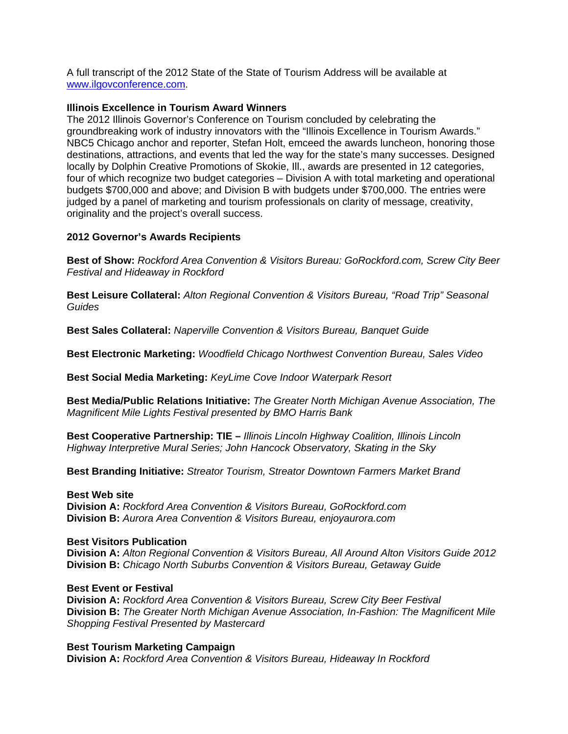A full transcript of the 2012 State of the State of Tourism Address will be available at [www.ilgovconference.com](http://www.ilgovconference.com).

**Illinois Excellence in Tourism Award Winners**

The 2012 Illinois Governor's Conference on Tourism concluded by celebrating the groundbreaking work of industry innovators with the "Illinois Excellence in Tourism Awards." NBC5 Chicago anchor and reporter, Stefan Holt, emceed the awards luncheon, honoring those destinations, attractions, and events that led the way for the state's many successes. Designed locally by Dolphin Creative Promotions of Skokie, Ill., awards are presented in 12 categories, four of which recognize two budget categories – Division A with total marketing and operational budgets $700,000 and above; and Division B with budgets under $700,000. The entries were judged by a panel of marketing and tourism professionals on clarity of message, creativity, originality and the project's overall success.

**2012 Governor's Awards Recipients**

**Best of Show:** *Rockford Area Convention & Visitors Bureau: GoRockford.com, Screw City Beer Festival and Hideaway in Rockford*

**Best Leisure Collateral:** *Alton Regional Convention & Visitors Bureau, "Road Trip" Seasonal Guides*

**Best Sales Collateral:** *Naperville Convention & Visitors Bureau, Banquet Guide*

**Best Electronic Marketing:** *Woodfield Chicago Northwest Convention Bureau, Sales Video*

**Best Social Media Marketing:** *KeyLime Cove Indoor Waterpark Resort*

**Best Media/Public Relations Initiative:** *The Greater North Michigan Avenue Association, The Magnificent Mile Lights Festival presented by BMO Harris Bank*

**Best Cooperative Partnership: TIE –** *Illinois Lincoln Highway Coalition, Illinois Lincoln Highway Interpretive Mural Series; John Hancock Observatory, Skating in the Sky*

**Best Branding Initiative:** *Streator Tourism, Streator Downtown Farmers Market Brand*

**Best Web site**
**Division A:** *Rockford Area Convention & Visitors Bureau, GoRockford.com*
**Division B:** *Aurora Area Convention & Visitors Bureau, enjoyaurora.com*

**Best Visitors Publication**
**Division A:** *Alton Regional Convention & Visitors Bureau, All Around Alton Visitors Guide 2012*
**Division B:** *Chicago North Suburbs Convention & Visitors Bureau, Getaway Guide*

**Best Event or Festival**
**Division A:** *Rockford Area Convention & Visitors Bureau, Screw City Beer Festival*
**Division B:** *The Greater North Michigan Avenue Association, In-Fashion: The Magnificent Mile Shopping Festival Presented by Mastercard*

**Best Tourism Marketing Campaign**
**Division A:** *Rockford Area Convention & Visitors Bureau, Hideaway In Rockford*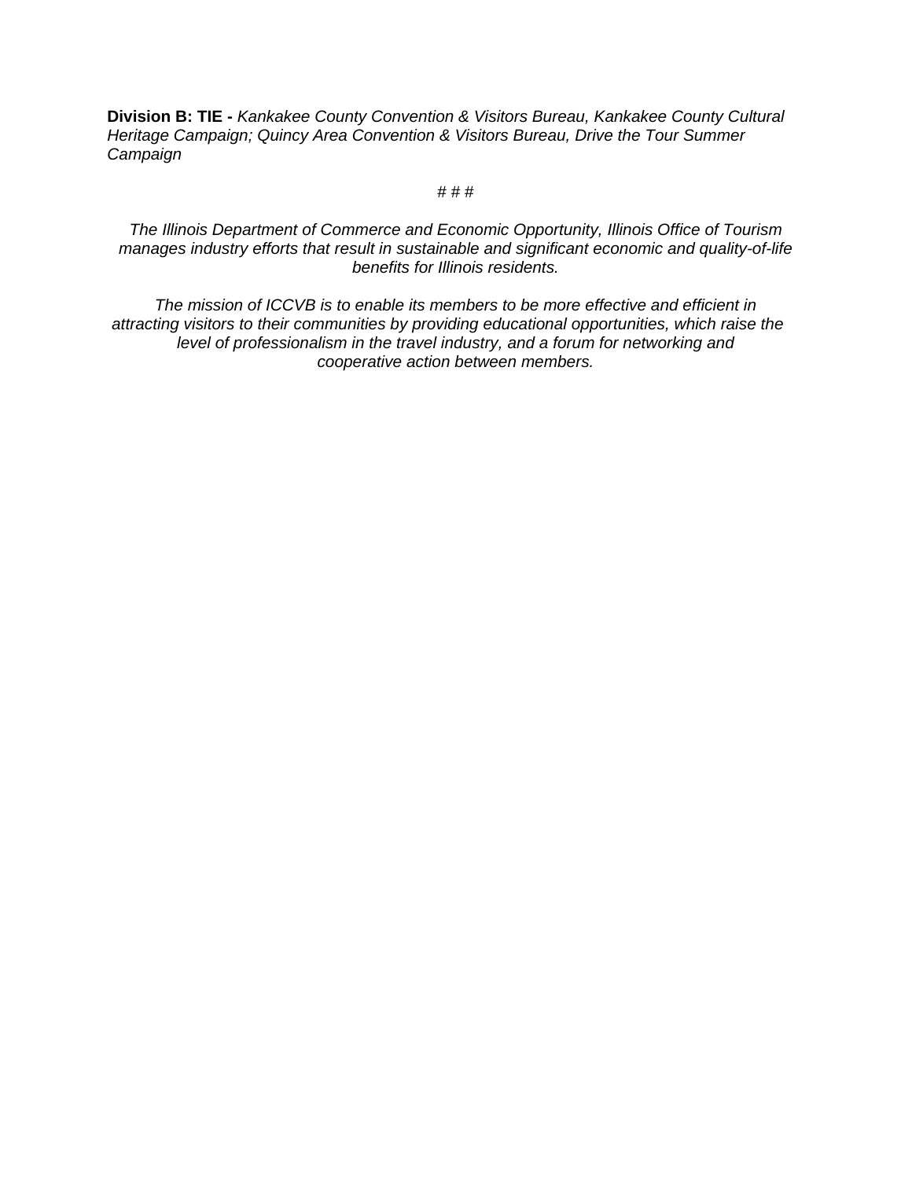**Division B: TIE -** *Kankakee County Convention & Visitors Bureau, Kankakee County Cultural Heritage Campaign; Quincy Area Convention & Visitors Bureau, Drive the Tour Summer Campaign*

# # #

*The Illinois Department of Commerce and Economic Opportunity, Illinois Office of Tourism manages industry efforts that result in sustainable and significant economic and quality-of-life benefits for Illinois residents.*

*The mission of ICCVB is to enable its members to be more effective and efficient in attracting visitors to their communities by providing educational opportunities, which raise the level of professionalism in the travel industry, and a forum for networking and cooperative action between members.*